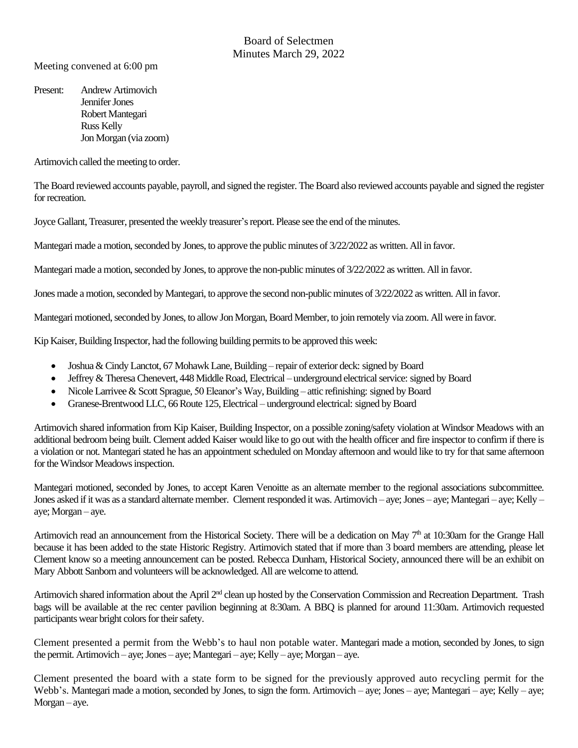# Board of Selectmen
## Minutes March 29, 2022

Meeting convened at 6:00 pm

Present: Andrew Artimovich
Jennifer Jones
Robert Mantegari
Russ Kelly
Jon Morgan (via zoom)

Artimovich called the meeting to order.

The Board reviewed accounts payable, payroll, and signed the register. The Board also reviewed accounts payable and signed the register for recreation.

Joyce Gallant, Treasurer, presented the weekly treasurer's report. Please see the end of the minutes.

Mantegari made a motion, seconded by Jones, to approve the public minutes of 3/22/2022 as written. All in favor.

Mantegari made a motion, seconded by Jones, to approve the non-public minutes of 3/22/2022 as written. All in favor.

Jones made a motion, seconded by Mantegari, to approve the second non-public minutes of 3/22/2022 as written. All in favor.

Mantegari motioned, seconded by Jones, to allow Jon Morgan, Board Member, to join remotely via zoom. All were in favor.

Kip Kaiser, Building Inspector, had the following building permits to be approved this week:

- Joshua & Cindy Lanctot, 67 Mohawk Lane, Building – repair of exterior deck: signed by Board
- Jeffrey & Theresa Chenevert, 448 Middle Road, Electrical – underground electrical service: signed by Board
- Nicole Larrivee & Scott Sprague, 50 Eleanor's Way, Building – attic refinishing: signed by Board
- Granese-Brentwood LLC, 66 Route 125, Electrical – underground electrical: signed by Board

Artimovich shared information from Kip Kaiser, Building Inspector, on a possible zoning/safety violation at Windsor Meadows with an additional bedroom being built. Clement added Kaiser would like to go out with the health officer and fire inspector to confirm if there is a violation or not. Mantegari stated he has an appointment scheduled on Monday afternoon and would like to try for that same afternoon for the Windsor Meadows inspection.

Mantegari motioned, seconded by Jones, to accept Karen Venoitte as an alternate member to the regional associations subcommittee. Jones asked if it was as a standard alternate member. Clement responded it was. Artimovich – aye; Jones – aye; Mantegari – aye; Kelly – aye; Morgan – aye.

Artimovich read an announcement from the Historical Society. There will be a dedication on May 7th at 10:30am for the Grange Hall because it has been added to the state Historic Registry. Artimovich stated that if more than 3 board members are attending, please let Clement know so a meeting announcement can be posted. Rebecca Dunham, Historical Society, announced there will be an exhibit on Mary Abbott Sanborn and volunteers will be acknowledged. All are welcome to attend.

Artimovich shared information about the April 2nd clean up hosted by the Conservation Commission and Recreation Department. Trash bags will be available at the rec center pavilion beginning at 8:30am. A BBQ is planned for around 11:30am. Artimovich requested participants wear bright colors for their safety.

Clement presented a permit from the Webb's to haul non potable water. Mantegari made a motion, seconded by Jones, to sign the permit. Artimovich – aye; Jones – aye; Mantegari – aye; Kelly – aye; Morgan – aye.

Clement presented the board with a state form to be signed for the previously approved auto recycling permit for the Webb's. Mantegari made a motion, seconded by Jones, to sign the form. Artimovich – aye; Jones – aye; Mantegari – aye; Kelly – aye; Morgan – aye.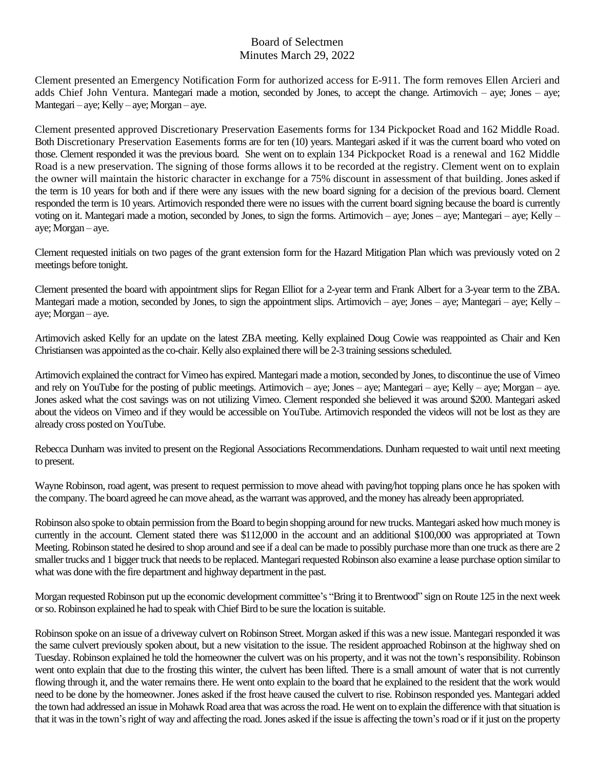Board of Selectmen
Minutes March 29, 2022

Clement presented an Emergency Notification Form for authorized access for E-911. The form removes Ellen Arcieri and adds Chief John Ventura. Mantegari made a motion, seconded by Jones, to accept the change. Artimovich – aye; Jones – aye; Mantegari – aye; Kelly – aye; Morgan – aye.

Clement presented approved Discretionary Preservation Easements forms for 134 Pickpocket Road and 162 Middle Road. Both Discretionary Preservation Easements forms are for ten (10) years. Mantegari asked if it was the current board who voted on those. Clement responded it was the previous board. She went on to explain 134 Pickpocket Road is a renewal and 162 Middle Road is a new preservation. The signing of those forms allows it to be recorded at the registry. Clement went on to explain the owner will maintain the historic character in exchange for a 75% discount in assessment of that building. Jones asked if the term is 10 years for both and if there were any issues with the new board signing for a decision of the previous board. Clement responded the term is 10 years. Artimovich responded there were no issues with the current board signing because the board is currently voting on it. Mantegari made a motion, seconded by Jones, to sign the forms. Artimovich – aye; Jones – aye; Mantegari – aye; Kelly – aye; Morgan – aye.

Clement requested initials on two pages of the grant extension form for the Hazard Mitigation Plan which was previously voted on 2 meetings before tonight.

Clement presented the board with appointment slips for Regan Elliot for a 2-year term and Frank Albert for a 3-year term to the ZBA. Mantegari made a motion, seconded by Jones, to sign the appointment slips. Artimovich – aye; Jones – aye; Mantegari – aye; Kelly – aye; Morgan – aye.

Artimovich asked Kelly for an update on the latest ZBA meeting. Kelly explained Doug Cowie was reappointed as Chair and Ken Christiansen was appointed as the co-chair. Kelly also explained there will be 2-3 training sessions scheduled.

Artimovich explained the contract for Vimeo has expired. Mantegari made a motion, seconded by Jones, to discontinue the use of Vimeo and rely on YouTube for the posting of public meetings. Artimovich – aye; Jones – aye; Mantegari – aye; Kelly – aye; Morgan – aye. Jones asked what the cost savings was on not utilizing Vimeo. Clement responded she believed it was around $200. Mantegari asked about the videos on Vimeo and if they would be accessible on YouTube. Artimovich responded the videos will not be lost as they are already cross posted on YouTube.

Rebecca Dunham was invited to present on the Regional Associations Recommendations. Dunham requested to wait until next meeting to present.

Wayne Robinson, road agent, was present to request permission to move ahead with paving/hot topping plans once he has spoken with the company. The board agreed he can move ahead, as the warrant was approved, and the money has already been appropriated.

Robinson also spoke to obtain permission from the Board to begin shopping around for new trucks. Mantegari asked how much money is currently in the account. Clement stated there was $112,000 in the account and an additional $100,000 was appropriated at Town Meeting. Robinson stated he desired to shop around and see if a deal can be made to possibly purchase more than one truck as there are 2 smaller trucks and 1 bigger truck that needs to be replaced. Mantegari requested Robinson also examine a lease purchase option similar to what was done with the fire department and highway department in the past.

Morgan requested Robinson put up the economic development committee's "Bring it to Brentwood" sign on Route 125 in the next week or so. Robinson explained he had to speak with Chief Bird to be sure the location is suitable.

Robinson spoke on an issue of a driveway culvert on Robinson Street. Morgan asked if this was a new issue. Mantegari responded it was the same culvert previously spoken about, but a new visitation to the issue. The resident approached Robinson at the highway shed on Tuesday. Robinson explained he told the homeowner the culvert was on his property, and it was not the town's responsibility. Robinson went onto explain that due to the frosting this winter, the culvert has been lifted. There is a small amount of water that is not currently flowing through it, and the water remains there. He went onto explain to the board that he explained to the resident that the work would need to be done by the homeowner. Jones asked if the frost heave caused the culvert to rise. Robinson responded yes. Mantegari added the town had addressed an issue in Mohawk Road area that was across the road. He went on to explain the difference with that situation is that it was in the town's right of way and affecting the road. Jones asked if the issue is affecting the town's road or if it just on the property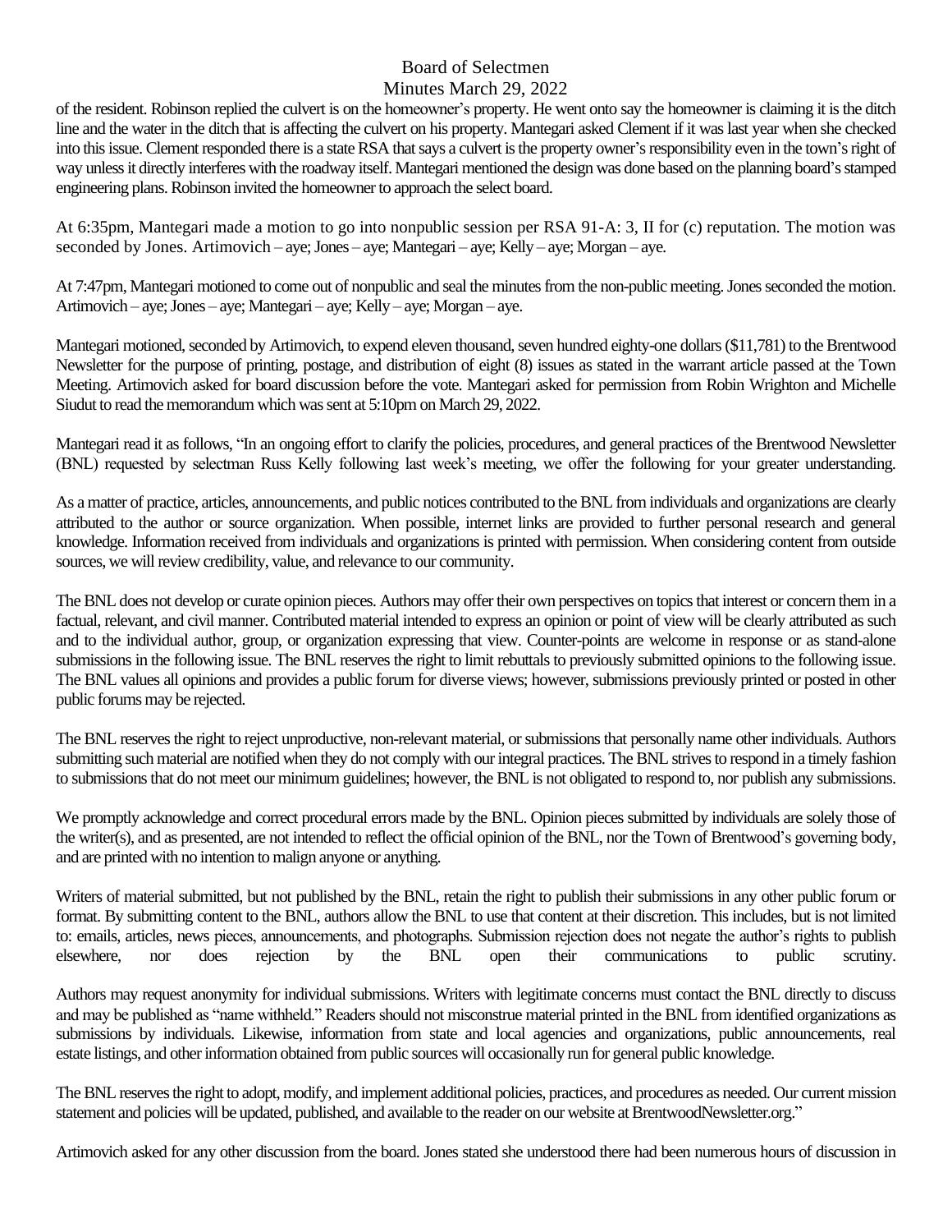of the resident. Robinson replied the culvert is on the homeowner's property. He went onto say the homeowner is claiming it is the ditch line and the water in the ditch that is affecting the culvert on his property. Mantegari asked Clement if it was last year when she checked into this issue. Clement responded there is a state RSA that says a culvert is the property owner's responsibility even in the town's right of way unless it directly interferes with the roadway itself. Mantegari mentioned the design was done based on the planning board's stamped engineering plans. Robinson invited the homeowner to approach the select board.

At 6:35pm, Mantegari made a motion to go into nonpublic session per RSA 91-A: 3, II for (c) reputation. The motion was seconded by Jones. Artimovich – aye; Jones – aye; Mantegari – aye; Kelly – aye; Morgan – aye.

At 7:47pm, Mantegari motioned to come out of nonpublic and seal the minutes from the non-public meeting. Jones seconded the motion. Artimovich – aye; Jones – aye; Mantegari – aye; Kelly – aye; Morgan – aye.

Mantegari motioned, seconded by Artimovich, to expend eleven thousand, seven hundred eighty-one dollars ($11,781) to the Brentwood Newsletter for the purpose of printing, postage, and distribution of eight (8) issues as stated in the warrant article passed at the Town Meeting. Artimovich asked for board discussion before the vote. Mantegari asked for permission from Robin Wrighton and Michelle Siudut to read the memorandum which was sent at 5:10pm on March 29, 2022.

Mantegari read it as follows, "In an ongoing effort to clarify the policies, procedures, and general practices of the Brentwood Newsletter (BNL) requested by selectman Russ Kelly following last week's meeting, we offer the following for your greater understanding.

As a matter of practice, articles, announcements, and public notices contributed to the BNL from individuals and organizations are clearly attributed to the author or source organization. When possible, internet links are provided to further personal research and general knowledge. Information received from individuals and organizations is printed with permission. When considering content from outside sources, we will review credibility, value, and relevance to our community.

The BNL does not develop or curate opinion pieces. Authors may offer their own perspectives on topics that interest or concern them in a factual, relevant, and civil manner. Contributed material intended to express an opinion or point of view will be clearly attributed as such and to the individual author, group, or organization expressing that view. Counter-points are welcome in response or as stand-alone submissions in the following issue. The BNL reserves the right to limit rebuttals to previously submitted opinions to the following issue. The BNL values all opinions and provides a public forum for diverse views; however, submissions previously printed or posted in other public forums may be rejected.

The BNL reserves the right to reject unproductive, non-relevant material, or submissions that personally name other individuals. Authors submitting such material are notified when they do not comply with our integral practices. The BNL strives to respond in a timely fashion to submissions that do not meet our minimum guidelines; however, the BNL is not obligated to respond to, nor publish any submissions.

We promptly acknowledge and correct procedural errors made by the BNL. Opinion pieces submitted by individuals are solely those of the writer(s), and as presented, are not intended to reflect the official opinion of the BNL, nor the Town of Brentwood's governing body, and are printed with no intention to malign anyone or anything.

Writers of material submitted, but not published by the BNL, retain the right to publish their submissions in any other public forum or format. By submitting content to the BNL, authors allow the BNL to use that content at their discretion. This includes, but is not limited to: emails, articles, news pieces, announcements, and photographs. Submission rejection does not negate the author's rights to publish elsewhere, nor does rejection by the BNL open their communications to public scrutiny.

Authors may request anonymity for individual submissions. Writers with legitimate concerns must contact the BNL directly to discuss and may be published as "name withheld." Readers should not misconstrue material printed in the BNL from identified organizations as submissions by individuals. Likewise, information from state and local agencies and organizations, public announcements, real estate listings, and other information obtained from public sources will occasionally run for general public knowledge.

The BNL reserves the right to adopt, modify, and implement additional policies, practices, and procedures as needed. Our current mission statement and policies will be updated, published, and available to the reader on our website at BrentwoodNewsletter.org."

Artimovich asked for any other discussion from the board. Jones stated she understood there had been numerous hours of discussion in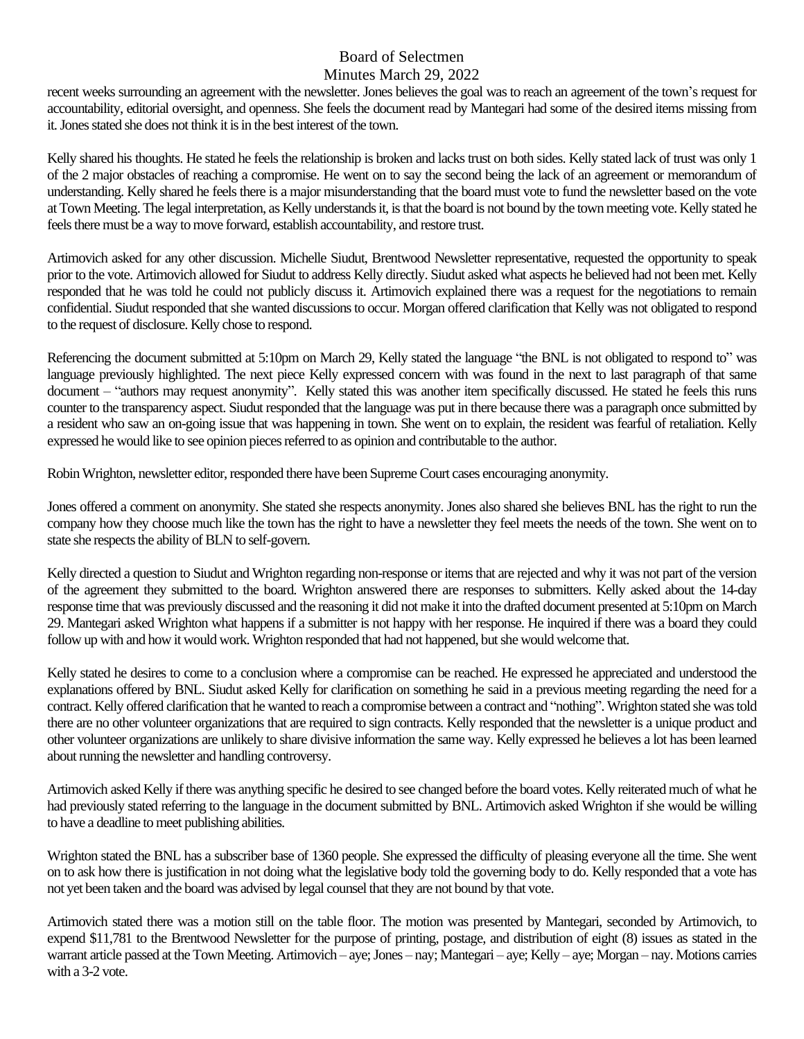recent weeks surrounding an agreement with the newsletter. Jones believes the goal was to reach an agreement of the town's request for accountability, editorial oversight, and openness. She feels the document read by Mantegari had some of the desired items missing from it. Jones stated she does not think it is in the best interest of the town.

Kelly shared his thoughts. He stated he feels the relationship is broken and lacks trust on both sides. Kelly stated lack of trust was only 1 of the 2 major obstacles of reaching a compromise. He went on to say the second being the lack of an agreement or memorandum of understanding. Kelly shared he feels there is a major misunderstanding that the board must vote to fund the newsletter based on the vote at Town Meeting. The legal interpretation, as Kelly understands it, is that the board is not bound by the town meeting vote. Kelly stated he feels there must be a way to move forward, establish accountability, and restore trust.

Artimovich asked for any other discussion. Michelle Siudut, Brentwood Newsletter representative, requested the opportunity to speak prior to the vote. Artimovich allowed for Siudut to address Kelly directly. Siudut asked what aspects he believed had not been met. Kelly responded that he was told he could not publicly discuss it. Artimovich explained there was a request for the negotiations to remain confidential. Siudut responded that she wanted discussions to occur. Morgan offered clarification that Kelly was not obligated to respond to the request of disclosure. Kelly chose to respond.

Referencing the document submitted at 5:10pm on March 29, Kelly stated the language "the BNL is not obligated to respond to" was language previously highlighted. The next piece Kelly expressed concern with was found in the next to last paragraph of that same document – "authors may request anonymity". Kelly stated this was another item specifically discussed. He stated he feels this runs counter to the transparency aspect. Siudut responded that the language was put in there because there was a paragraph once submitted by a resident who saw an on-going issue that was happening in town. She went on to explain, the resident was fearful of retaliation. Kelly expressed he would like to see opinion pieces referred to as opinion and contributable to the author.

Robin Wrighton, newsletter editor, responded there have been Supreme Court cases encouraging anonymity.

Jones offered a comment on anonymity. She stated she respects anonymity. Jones also shared she believes BNL has the right to run the company how they choose much like the town has the right to have a newsletter they feel meets the needs of the town. She went on to state she respects the ability of BLN to self-govern.

Kelly directed a question to Siudut and Wrighton regarding non-response or items that are rejected and why it was not part of the version of the agreement they submitted to the board. Wrighton answered there are responses to submitters. Kelly asked about the 14-day response time that was previously discussed and the reasoning it did not make it into the drafted document presented at 5:10pm on March 29. Mantegari asked Wrighton what happens if a submitter is not happy with her response. He inquired if there was a board they could follow up with and how it would work. Wrighton responded that had not happened, but she would welcome that.

Kelly stated he desires to come to a conclusion where a compromise can be reached. He expressed he appreciated and understood the explanations offered by BNL. Siudut asked Kelly for clarification on something he said in a previous meeting regarding the need for a contract. Kelly offered clarification that he wanted to reach a compromise between a contract and "nothing". Wrighton stated she was told there are no other volunteer organizations that are required to sign contracts. Kelly responded that the newsletter is a unique product and other volunteer organizations are unlikely to share divisive information the same way. Kelly expressed he believes a lot has been learned about running the newsletter and handling controversy.

Artimovich asked Kelly if there was anything specific he desired to see changed before the board votes. Kelly reiterated much of what he had previously stated referring to the language in the document submitted by BNL. Artimovich asked Wrighton if she would be willing to have a deadline to meet publishing abilities.

Wrighton stated the BNL has a subscriber base of 1360 people. She expressed the difficulty of pleasing everyone all the time. She went on to ask how there is justification in not doing what the legislative body told the governing body to do. Kelly responded that a vote has not yet been taken and the board was advised by legal counsel that they are not bound by that vote.

Artimovich stated there was a motion still on the table floor. The motion was presented by Mantegari, seconded by Artimovich, to expend $11,781 to the Brentwood Newsletter for the purpose of printing, postage, and distribution of eight (8) issues as stated in the warrant article passed at the Town Meeting. Artimovich – aye; Jones – nay; Mantegari – aye; Kelly – aye; Morgan – nay. Motions carries with a 3-2 vote.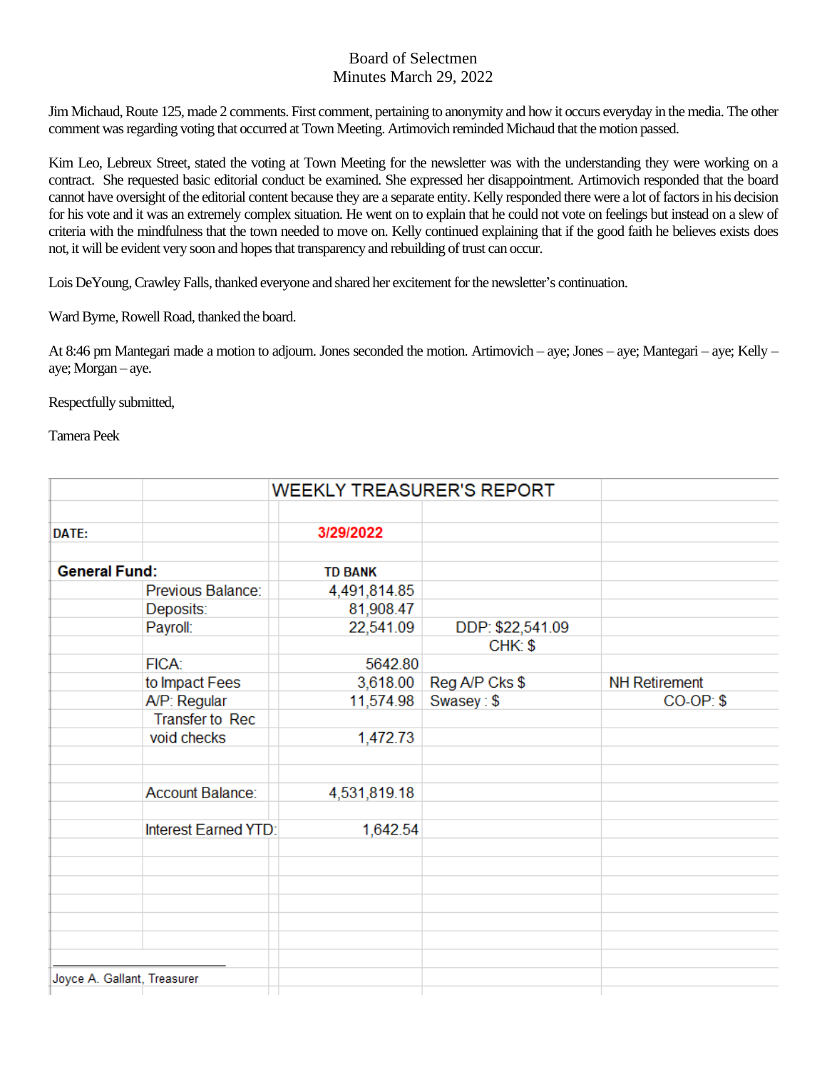Board of Selectmen
Minutes March 29, 2022

Jim Michaud, Route 125, made 2 comments. First comment, pertaining to anonymity and how it occurs everyday in the media. The other comment was regarding voting that occurred at Town Meeting. Artimovich reminded Michaud that the motion passed.

Kim Leo, Lebreux Street, stated the voting at Town Meeting for the newsletter was with the understanding they were working on a contract. She requested basic editorial conduct be examined. She expressed her disappointment. Artimovich responded that the board cannot have oversight of the editorial content because they are a separate entity. Kelly responded there were a lot of factors in his decision for his vote and it was an extremely complex situation. He went on to explain that he could not vote on feelings but instead on a slew of criteria with the mindfulness that the town needed to move on. Kelly continued explaining that if the good faith he believes exists does not, it will be evident very soon and hopes that transparency and rebuilding of trust can occur.

Lois DeYoung, Crawley Falls, thanked everyone and shared her excitement for the newsletter's continuation.

Ward Byrne, Rowell Road, thanked the board.

At 8:46 pm Mantegari made a motion to adjourn. Jones seconded the motion. Artimovich – aye; Jones – aye; Mantegari – aye; Kelly – aye; Morgan – aye.

Respectfully submitted,

Tamera Peek

| | | | | |
|---|---|---|---|---|
| | | WEEKLY TREASURER'S REPORT | | |
| **DATE:** | | **3/29/2022** | | |
| **General Fund:** | | **TD BANK** | | |
| | Previous Balance: | 4,491,814.85 | | |
| | Deposits: | 81,908.47 | | |
| | Payroll: | 22,541.09 | DDP: $22,541.09 | |
| | | | CHK: $ | |
| | FICA: | 5642.80 | | |
| | to Impact Fees | 3,618.00 | Reg A/P Cks $ | NH Retirement |
| | A/P: Regular | 11,574.98 | Swasey : $ | CO-OP: $ |
| | Transfer to Rec | | | |
| | void checks | 1,472.73 | | |
| | Account Balance: | 4,531,819.18 | | |
| | Interest Earned YTD: | 1,642.54 | | |

Joyce A. Gallant, Treasurer